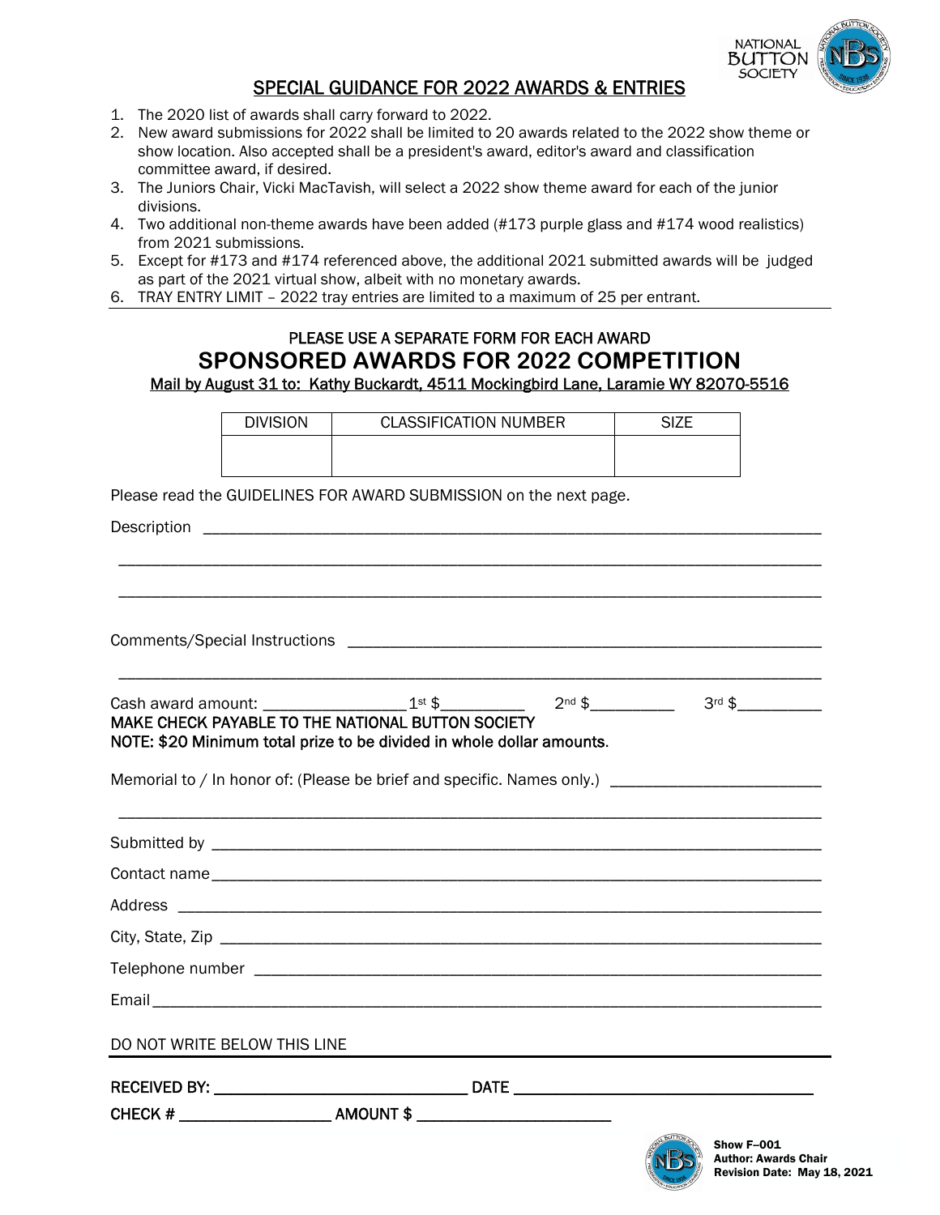NATIONAL BUTTON SOCIETY

## SPECIAL GUIDANCE FOR 2022 AWARDS & ENTRIES

1. The 2020 list of awards shall carry forward to 2022.
2. New award submissions for 2022 shall be limited to 20 awards related to the 2022 show theme or show location. Also accepted shall be a president's award, editor's award and classification committee award, if desired.
3. The Juniors Chair, Vicki MacTavish, will select a 2022 show theme award for each of the junior divisions.
4. Two additional non-theme awards have been added (#173 purple glass and #174 wood realistics) from 2021 submissions.
5. Except for #173 and #174 referenced above, the additional 2021 submitted awards will be judged as part of the 2021 virtual show, albeit with no monetary awards.
6. TRAY ENTRY LIMIT – 2022 tray entries are limited to a maximum of 25 per entrant.

PLEASE USE A SEPARATE FORM FOR EACH AWARD

# SPONSORED AWARDS FOR 2022 COMPETITION

Mail by August 31 to: Kathy Buckardt, 4511 Mockingbird Lane, Laramie WY 82070-5516

| DIVISION | CLASSIFICATION NUMBER | SIZE |
|---|---|---|
| | | |

Please read the GUIDELINES FOR AWARD SUBMISSION on the next page.

Description ______________________________________________

______________________________________________

______________________________________________

Comments/Special Instructions ______________________________________________

______________________________________________

Cash award amount: ________________ 1st $__________ 2nd $__________ 3rd $__________

**MAKE CHECK PAYABLE TO THE NATIONAL BUTTON SOCIETY**

**NOTE: $20 Minimum total prize to be divided in whole dollar amounts.**

Memorial to / In honor of: (Please be brief and specific. Names only.) ________________________

______________________________________________

Submitted by ______________________________________________

Contact name ______________________________________________

Address ______________________________________________

City, State, Zip ______________________________________________

Telephone number ______________________________________________

Email ______________________________________________

DO NOT WRITE BELOW THIS LINE

**RECEIVED BY:** ______________________________ **DATE** ______________________________

**CHECK #** __________________ **AMOUNT $** ______________________

**Show F–001**
**Author: Awards Chair**
**Revision Date: May 18, 2021**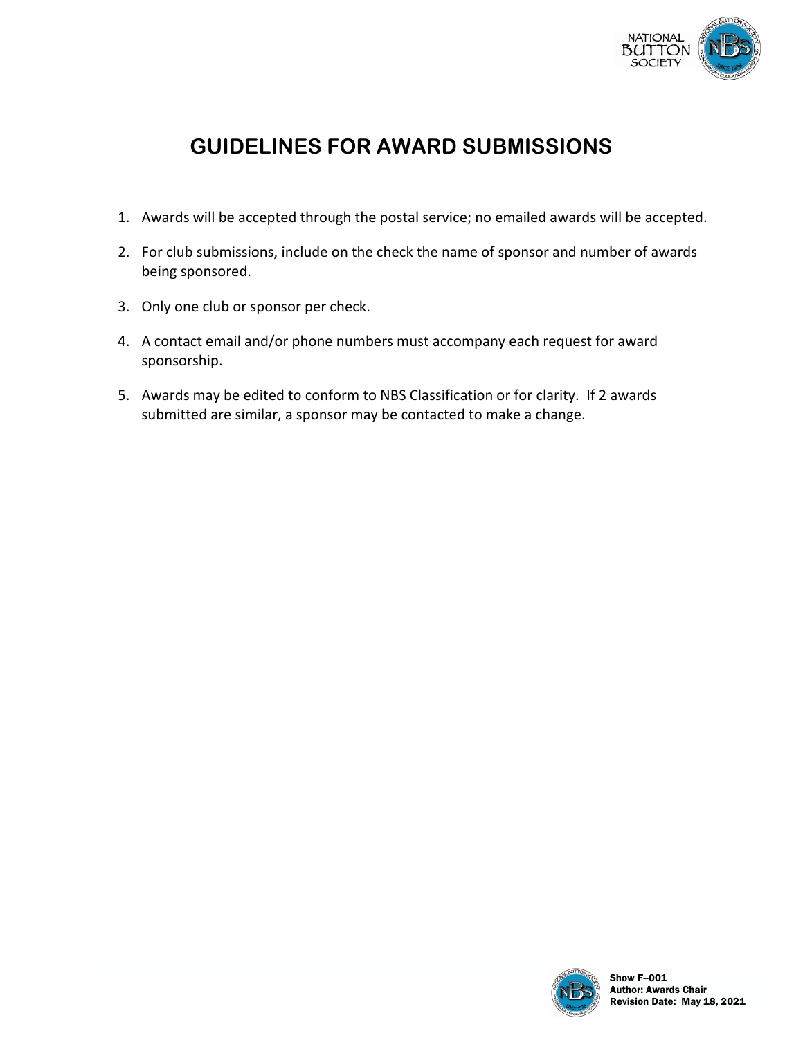# GUIDELINES FOR AWARD SUBMISSIONS

1. Awards will be accepted through the postal service; no emailed awards will be accepted.
2. For club submissions, include on the check the name of sponsor and number of awards being sponsored.
3. Only one club or sponsor per check.
4. A contact email and/or phone numbers must accompany each request for award sponsorship.
5. Awards may be edited to conform to NBS Classification or for clarity. If 2 awards submitted are similar, a sponsor may be contacted to make a change.

**Show F–001**
**Author: Awards Chair**
**Revision Date: May 18, 2021**